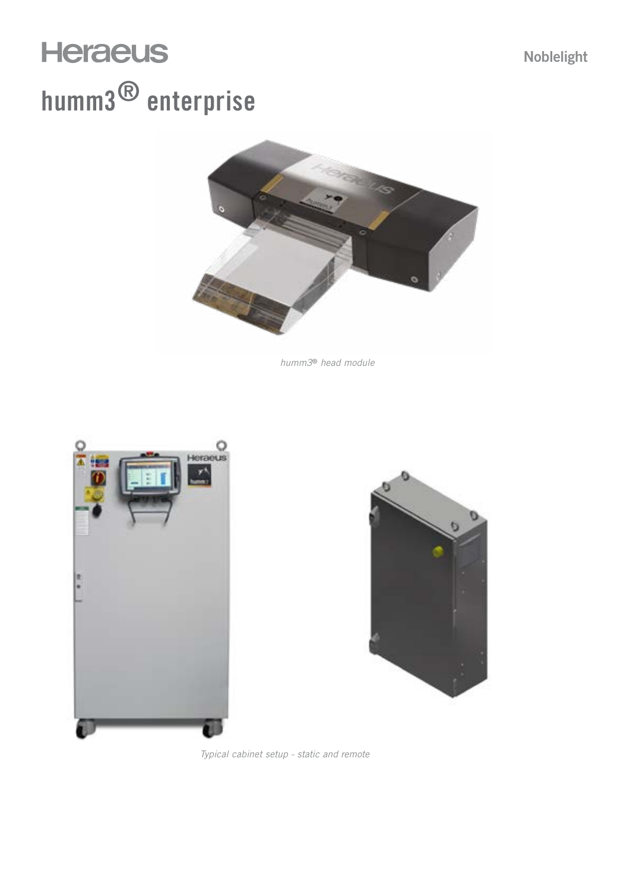Heraeus

Noblelight

# humm3® enterprise

*humm3® head module*

*Typical cabinet setup - static and remote*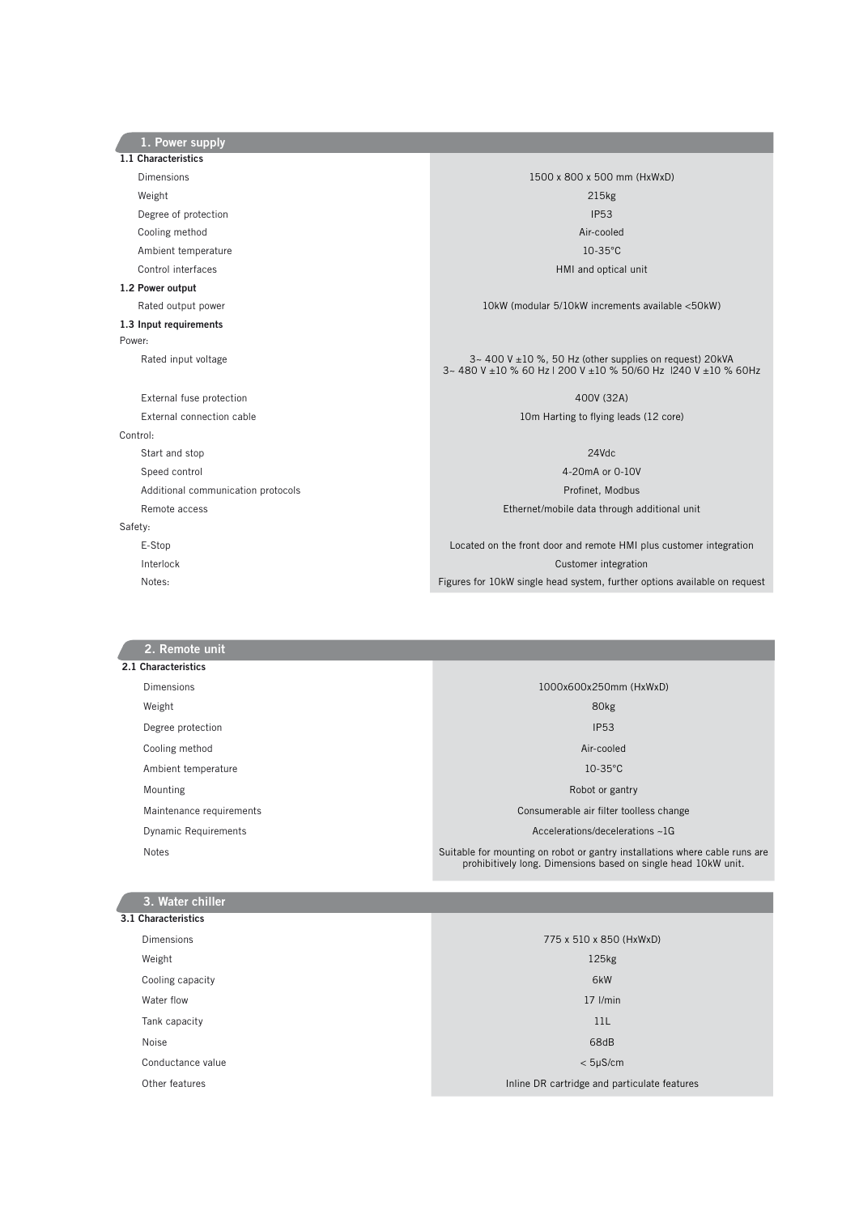## 1. Power supply

### 1.1 Characteristics

| | |
|---|---|
| Dimensions | 1500 x 800 x 500 mm (HxWxD) |
| Weight | 215kg |
| Degree of protection | IP53 |
| Cooling method | Air-cooled |
| Ambient temperature | 10-35°C |
| Control interfaces | HMI and optical unit |

### 1.2 Power output

| | |
|---|---|
| Rated output power | 10kW (modular 5/10kW increments available <50kW) |

### 1.3 Input requirements

| | |
|---|---|
| **Power:** | |
| Rated input voltage | 3~ 400 V ±10 %, 50 Hz (other supplies on request) 20kVA<br>3~ 480 V ±10 % 60 Hz I 200 V ±10 % 50/60 Hz I240 V ±10 % 60Hz |
| External fuse protection | 400V (32A) |
| External connection cable | 10m Harting to flying leads (12 core) |
| **Control:** | |
| Start and stop | 24Vdc |
| Speed control | 4-20mA or 0-10V |
| Additional communication protocols | Profinet, Modbus |
| Remote access | Ethernet/mobile data through additional unit |
| **Safety:** | |
| E-Stop | Located on the front door and remote HMI plus customer integration |
| Interlock | Customer integration |
| Notes: | Figures for 10kW single head system, further options available on request |

## 2. Remote unit

### 2.1 Characteristics

| | |
|---|---|
| Dimensions | 1000x600x250mm (HxWxD) |
| Weight | 80kg |
| Degree protection | IP53 |
| Cooling method | Air-cooled |
| Ambient temperature | 10-35°C |
| Mounting | Robot or gantry |
| Maintenance requirements | Consumerable air filter toolless change |
| Dynamic Requirements | Accelerations/decelerations ~1G |
| Notes | Suitable for mounting on robot or gantry installations where cable runs are prohibitively long. Dimensions based on single head 10kW unit. |

## 3. Water chiller

### 3.1 Characteristics

| | |
|---|---|
| Dimensions | 775 x 510 x 850 (HxWxD) |
| Weight | 125kg |
| Cooling capacity | 6kW |
| Water flow | 17 l/min |
| Tank capacity | 11L |
| Noise | 68dB |
| Conductance value | < 5μS/cm |
| Other features | Inline DR cartridge and particulate features |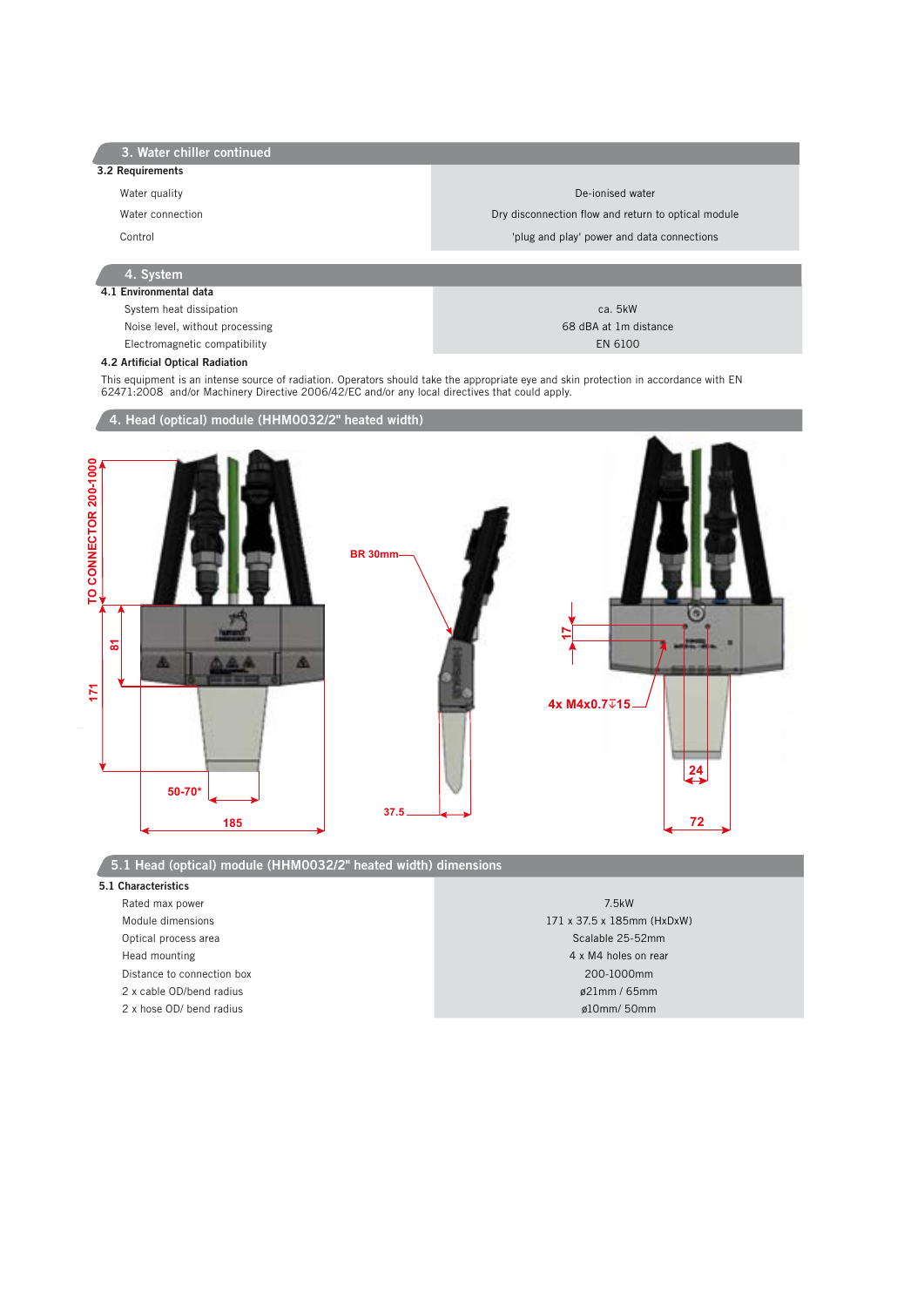## 3. Water chiller continued

### 3.2 Requirements

| | |
|---|---|
| Water quality | De-ionised water |
| Water connection | Dry disconnection flow and return to optical module |
| Control | 'plug and play' power and data connections |

## 4. System

### 4.1 Environmental data

| | |
|---|---|
| System heat dissipation | ca. 5kW |
| Noise level, without processing | 68 dBA at 1m distance |
| Electromagnetic compatibility | EN 6100 |

### 4.2 Artificial Optical Radiation

This equipment is an intense source of radiation. Operators should take the appropriate eye and skin protection in accordance with EN 62471:2008 and/or Machinery Directive 2006/42/EC and/or any local directives that could apply.

## 4. Head (optical) module (HHM0032/2" heated width)

TO CONNECTOR 200-1000

81

171

50-70*

185

BR 30mm

37.5

17

4x M4x0.7↧15

24

72

## 5.1 Head (optical) module (HHM0032/2" heated width) dimensions

### 5.1 Characteristics

| | |
|---|---|
| Rated max power | 7.5kW |
| Module dimensions | 171 x 37.5 x 185mm (HxDxW) |
| Optical process area | Scalable 25-52mm |
| Head mounting | 4 x M4 holes on rear |
| Distance to connection box | 200-1000mm |
| 2 x cable OD/bend radius | ø21mm / 65mm |
| 2 x hose OD/ bend radius | ø10mm/ 50mm |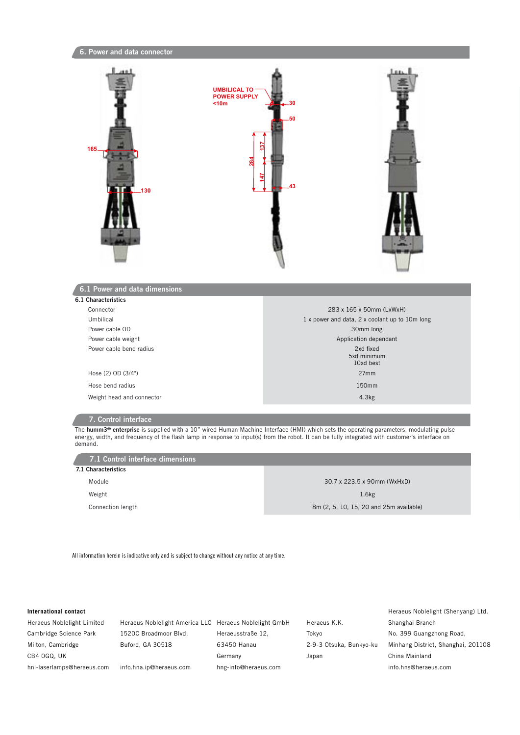## 6. Power and data connector

UMBILICAL TO POWER SUPPLY <10m

165

130

30

50

137

284

147

43

## 6.1 Power and data dimensions

| 6.1 Characteristics | |
|---|---|
| Connector | 283 x 165 x 50mm (LxWxH) |
| Umbilical | 1 x power and data, 2 x coolant up to 10m long |
| Power cable OD | 30mm long |
| Power cable weight | Application dependant |
| Power cable bend radius | 2xd fixed<br>5xd minimum<br>10xd best |
| Hose (2) OD (3/4") | 27mm |
| Hose bend radius | 150mm |
| Weight head and connector | 4.3kg |

## 7. Control interface

The **humm3® enterprise** is supplied with a 10" wired Human Machine Interface (HMI) which sets the operating parameters, modulating pulse energy, width, and frequency of the flash lamp in response to input(s) from the robot. It can be fully integrated with customer's interface on demand.

## 7.1 Control interface dimensions

| 7.1 Characteristics | |
|---|---|
| Module | 30.7 x 223.5 x 90mm (WxHxD) |
| Weight | 1.6kg |
| Connection length | 8m (2, 5, 10, 15, 20 and 25m available) |

All information herein is indicative only and is subject to change without any notice at any time.

**International contact**

Heraeus Noblelight Limited
Cambridge Science Park
Milton, Cambridge
CB4 0GQ, UK
hnl-laserlamps@heraeus.com

Heraeus Noblelight America LLC
1520C Broadmoor Blvd.
Buford, GA 30518
info.hna.ip@heraeus.com

Heraeus Noblelight GmbH
Heraeusstraße 12,
63450 Hanau
Germany
hng-info@heraeus.com

Heraeus K.K.
Tokyo
2-9-3 Otsuka, Bunkyo-ku
Japan

Heraeus Noblelight (Shenyang) Ltd.
Shanghai Branch
No. 399 Guangzhong Road,
Minhang District, Shanghai, 201108
China Mainland
info.hns@heraeus.com